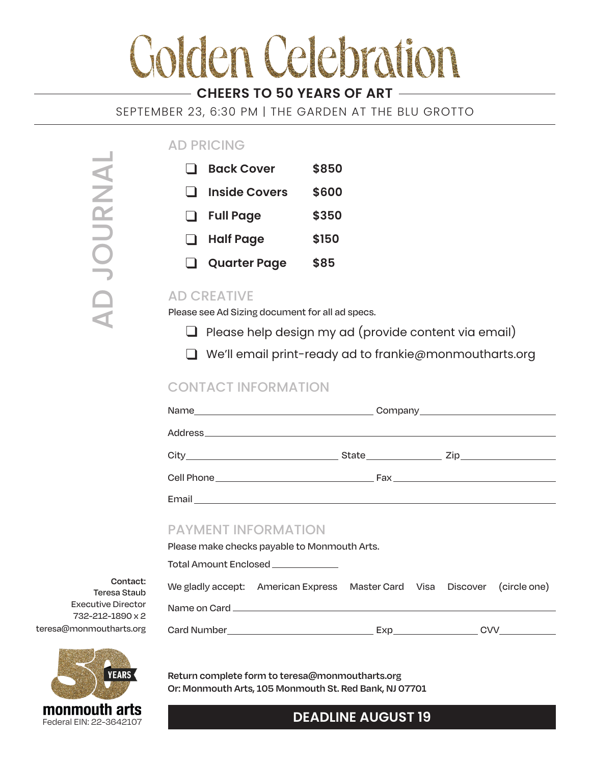# Golden Celebration

## CHEERS TO 50 YEARS OF ART

SEPTEMBER 23, 6:30 PM | THE GARDEN AT THE BLU GROTTO

AD JOURNAL

### AD PRICING

| | Ad | Price |
|---|---|---|
| ❑ | **Back Cover** | **$850** |
| ❑ | **Inside Covers** | **$600** |
| ❑ | **Full Page** | **$350** |
| ❑ | **Half Page** | **$150** |
| ❑ | **Quarter Page** | **$85** |

### AD CREATIVE

Please see Ad Sizing document for all ad specs.

- ❑ Please help design my ad (provide content via email)
- ❑ We'll email print-ready ad to frankie@monmouthARTS.org

### CONTACT INFORMATION

Name\_\_\_\_\_\_\_\_\_\_\_\_\_\_\_\_\_\_\_\_ Company\_\_\_\_\_\_\_\_\_\_\_\_\_\_\_\_\_\_\_\_

Address\_\_\_\_\_\_\_\_\_\_\_\_\_\_\_\_\_\_\_\_\_\_\_\_\_\_\_\_\_\_\_\_\_\_\_\_\_\_

City\_\_\_\_\_\_\_\_\_\_\_\_\_\_\_\_ State\_\_\_\_\_\_\_\_ Zip\_\_\_\_\_\_\_\_\_\_

Cell Phone\_\_\_\_\_\_\_\_\_\_\_\_\_\_\_\_\_\_ Fax\_\_\_\_\_\_\_\_\_\_\_\_\_\_\_\_\_\_

Email\_\_\_\_\_\_\_\_\_\_\_\_\_\_\_\_\_\_\_\_\_\_\_\_\_\_\_\_\_\_\_\_\_\_\_\_\_\_

### PAYMENT INFORMATION

Please make checks payable to Monmouth Arts.

Total Amount Enclosed\_\_\_\_\_\_\_\_\_\_

We gladly accept: American Express Master Card Visa Discover (circle one)

Name on Card\_\_\_\_\_\_\_\_\_\_\_\_\_\_\_\_\_\_\_\_\_\_\_\_\_\_\_\_\_\_\_\_\_\_\_\_\_\_

Card Number\_\_\_\_\_\_\_\_\_\_\_\_\_\_\_\_\_\_ Exp\_\_\_\_\_\_\_\_\_\_ CVV\_\_\_\_\_\_\_\_

**Contact:**
Teresa Staub
Executive Director
732-212-1890 x 2
teresa@monmouthARTS.org

50 YEARS
**monmouth arts**
Federal EIN: 22-3642107

**Return complete form to teresa@monmouthARTS.org**
**Or: Monmouth Arts, 105 Monmouth St. Red Bank, NJ 07701**

**DEADLINE AUGUST 19**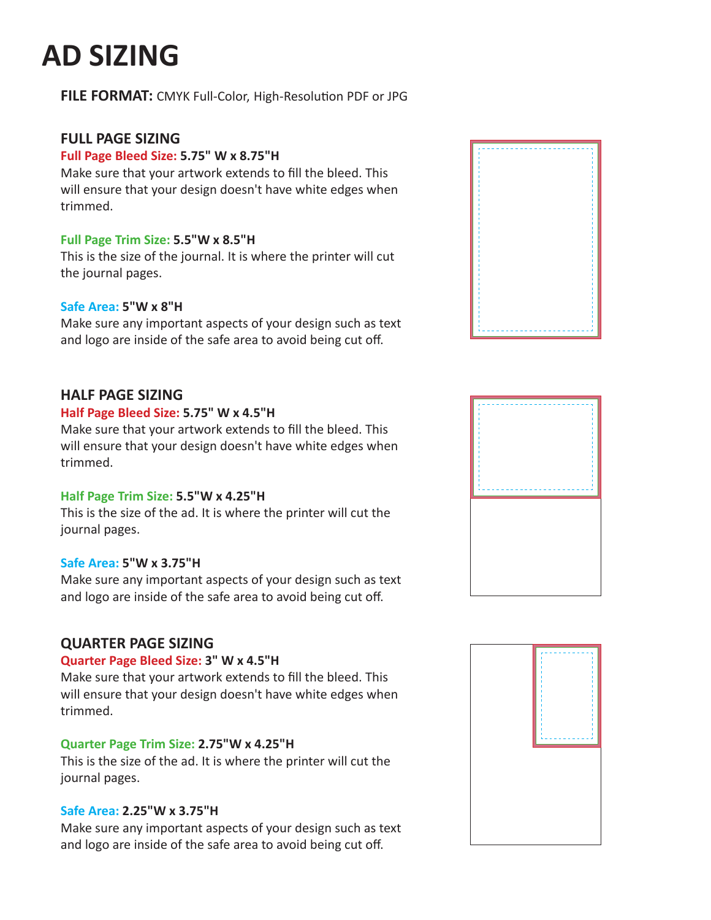# AD SIZING

**FILE FORMAT:** CMYK Full-Color, High-Resolution PDF or JPG

## FULL PAGE SIZING

**Full Page Bleed Size: 5.75" W x 8.75"H**

Make sure that your artwork extends to fill the bleed. This will ensure that your design doesn't have white edges when trimmed.

**Full Page Trim Size: 5.5"W x 8.5"H**

This is the size of the journal. It is where the printer will cut the journal pages.

**Safe Area: 5"W x 8"H**

Make sure any important aspects of your design such as text and logo are inside of the safe area to avoid being cut off.

## HALF PAGE SIZING

**Half Page Bleed Size: 5.75" W x 4.5"H**

Make sure that your artwork extends to fill the bleed. This will ensure that your design doesn't have white edges when trimmed.

**Half Page Trim Size: 5.5"W x 4.25"H**

This is the size of the ad. It is where the printer will cut the journal pages.

**Safe Area: 5"W x 3.75"H**

Make sure any important aspects of your design such as text and logo are inside of the safe area to avoid being cut off.

## QUARTER PAGE SIZING

**Quarter Page Bleed Size: 3" W x 4.5"H**

Make sure that your artwork extends to fill the bleed. This will ensure that your design doesn't have white edges when trimmed.

**Quarter Page Trim Size: 2.75"W x 4.25"H**

This is the size of the ad. It is where the printer will cut the journal pages.

**Safe Area: 2.25"W x 3.75"H**

Make sure any important aspects of your design such as text and logo are inside of the safe area to avoid being cut off.